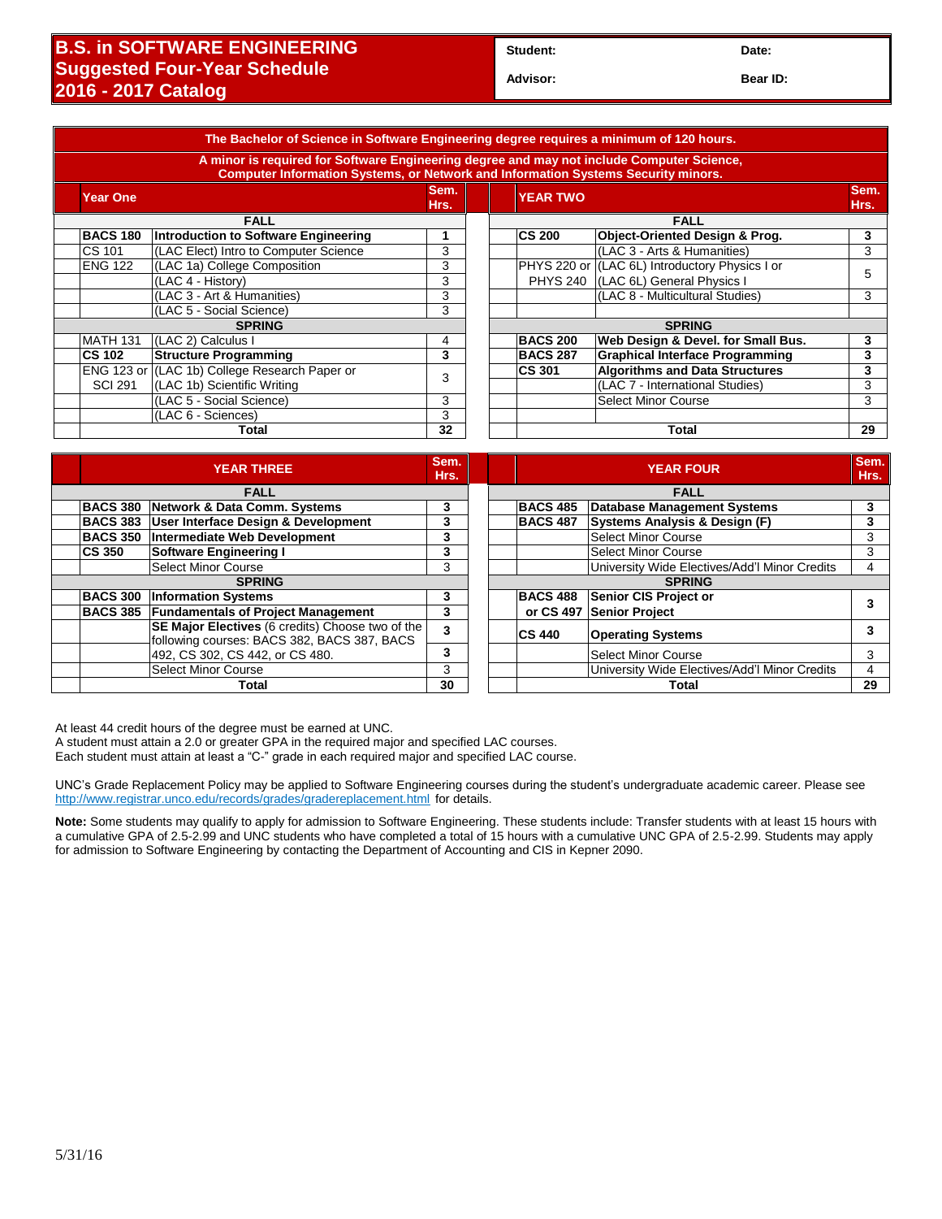# B.S. in SOFTWARE ENGINEERING
## Suggested Four-Year Schedule
## 2016 - 2017 Catalog

**Student:** **Date:**

**Advisor:** **Bear ID:**

**The Bachelor of Science in Software Engineering degree requires a minimum of 120 hours.**

**A minor is required for Software Engineering degree and may not include Computer Science, Computer Information Systems, or Network and Information Systems Security minors.**

### Year One

| Course | Title | Sem. Hrs. |
|---|---|---|
| **FALL** | | |
| **BACS 180** | **Introduction to Software Engineering** | **1** |
| CS 101 | (LAC Elect) Intro to Computer Science | 3 |
| ENG 122 | (LAC 1a) College Composition | 3 |
| | (LAC 4 - History) | 3 |
| | (LAC 3 - Art & Humanities) | 3 |
| | (LAC 5 - Social Science) | 3 |
| **SPRING** | | |
| MATH 131 | (LAC 2) Calculus I | 4 |
| **CS 102** | **Structure Programming** | **3** |
| ENG 123 or SCI 291 | (LAC 1b) College Research Paper or (LAC 1b) Scientific Writing | 3 |
| | (LAC 5 - Social Science) | 3 |
| | (LAC 6 - Sciences) | 3 |
| | **Total** | **32** |

### Year Two

| Course | Title | Sem. Hrs. |
|---|---|---|
| **FALL** | | |
| **CS 200** | **Object-Oriented Design & Prog.** | **3** |
| | (LAC 3 - Arts & Humanities) | 3 |
| PHYS 220 or PHYS 240 | (LAC 6L) Introductory Physics I or (LAC 6L) General Physics I | 5 |
| | (LAC 8 - Multicultural Studies) | 3 |
| **SPRING** | | |
| **BACS 200** | **Web Design & Devel. for Small Bus.** | **3** |
| **BACS 287** | **Graphical Interface Programming** | **3** |
| **CS 301** | **Algorithms and Data Structures** | **3** |
| | (LAC 7 - International Studies) | 3 |
| | Select Minor Course | 3 |
| | **Total** | **29** |

### Year Three

| Course | Title | Sem. Hrs. |
|---|---|---|
| **FALL** | | |
| **BACS 380** | **Network & Data Comm. Systems** | **3** |
| **BACS 383** | **User Interface Design & Development** | **3** |
| **BACS 350** | **Intermediate Web Development** | **3** |
| **CS 350** | **Software Engineering I** | **3** |
| | Select Minor Course | 3 |
| **SPRING** | | |
| **BACS 300** | **Information Systems** | **3** |
| **BACS 385** | **Fundamentals of Project Management** | **3** |
| | **SE Major Electives** (6 credits) Choose two of the following courses: BACS 382, BACS 387, BACS 492, CS 302, CS 442, or CS 480. | **3** |
| | | **3** |
| | Select Minor Course | 3 |
| | **Total** | **30** |

### Year Four

| Course | Title | Sem. Hrs. |
|---|---|---|
| **FALL** | | |
| **BACS 485** | **Database Management Systems** | **3** |
| **BACS 487** | **Systems Analysis & Design (F)** | **3** |
| | Select Minor Course | 3 |
| | Select Minor Course | 3 |
| | University Wide Electives/Add'l Minor Credits | 4 |
| **SPRING** | | |
| **BACS 488 or CS 497** | **Senior CIS Project or Senior Project** | **3** |
| **CS 440** | **Operating Systems** | **3** |
| | Select Minor Course | 3 |
| | University Wide Electives/Add'l Minor Credits | 4 |
| | **Total** | **29** |

At least 44 credit hours of the degree must be earned at UNC.
A student must attain a 2.0 or greater GPA in the required major and specified LAC courses.
Each student must attain at least a "C-" grade in each required major and specified LAC course.

UNC's Grade Replacement Policy may be applied to Software Engineering courses during the student's undergraduate academic career. Please see http://www.registrar.unco.edu/records/grades/gradereplacement.html for details.

**Note:** Some students may qualify to apply for admission to Software Engineering. These students include: Transfer students with at least 15 hours with a cumulative GPA of 2.5-2.99 and UNC students who have completed a total of 15 hours with a cumulative UNC GPA of 2.5-2.99. Students may apply for admission to Software Engineering by contacting the Department of Accounting and CIS in Kepner 2090.

5/31/16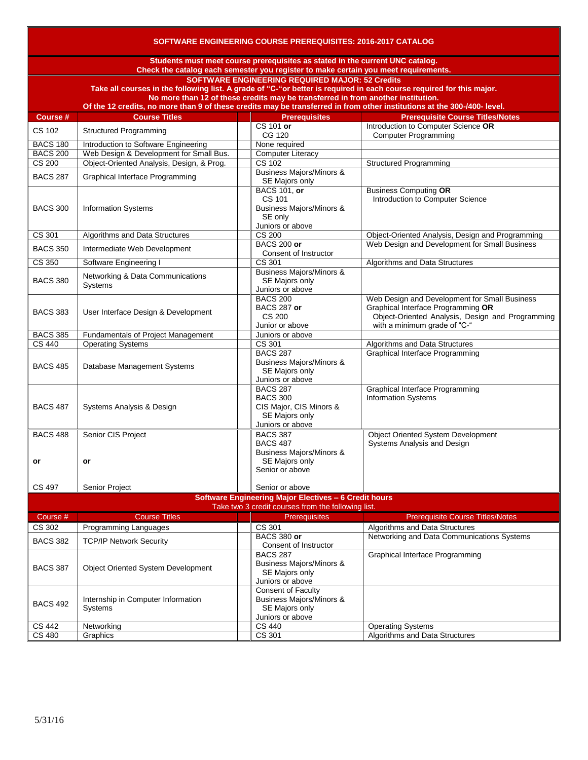# SOFTWARE ENGINEERING COURSE PREREQUISITES: 2016-2017 CATALOG

**Students must meet course prerequisites as stated in the current UNC catalog.**
**Check the catalog each semester you register to make certain you meet requirements.**

## SOFTWARE ENGINEERING REQUIRED MAJOR: 52 Credits

**Take all courses in the following list. A grade of "C-"or better is required in each course required for this major.**
**No more than 12 of these credits may be transferred in from another institution.**
**Of the 12 credits, no more than 9 of these credits may be transferred in from other institutions at the 300-/400- level.**

| Course # | Course Titles | Prerequisites | Prerequisite Course Titles/Notes |
|---|---|---|---|
| CS 102 | Structured Programming | CS 101 **or** CG 120 | Introduction to Computer Science **OR** Computer Programming |
| BACS 180 | Introduction to Software Engineering | None required | |
| BACS 200 | Web Design & Development for Small Bus. | Computer Literacy | |
| CS 200 | Object-Oriented Analysis, Design, & Prog. | CS 102 | Structured Programming |
| BACS 287 | Graphical Interface Programming | Business Majors/Minors & SE Majors only | |
| BACS 300 | Information Systems | BACS 101, **or** CS 101<br>Business Majors/Minors & SE only<br>Juniors or above | Business Computing **OR** Introduction to Computer Science |
| CS 301 | Algorithms and Data Structures | CS 200 | Object-Oriented Analysis, Design and Programming |
| BACS 350 | Intermediate Web Development | BACS 200 **or** Consent of Instructor | Web Design and Development for Small Business |
| CS 350 | Software Engineering I | CS 301 | Algorithms and Data Structures |
| BACS 380 | Networking & Data Communications Systems | Business Majors/Minors & SE Majors only<br>Juniors or above | |
| BACS 383 | User Interface Design & Development | BACS 200<br>BACS 287 **or** CS 200<br>Junior or above | Web Design and Development for Small Business<br>Graphical Interface Programming **OR** Object-Oriented Analysis, Design and Programming with a minimum grade of "C-" |
| BACS 385 | Fundamentals of Project Management | Juniors or above | |
| CS 440 | Operating Systems | CS 301 | Algorithms and Data Structures |
| BACS 485 | Database Management Systems | BACS 287<br>Business Majors/Minors & SE Majors only<br>Juniors or above | Graphical Interface Programming |
| BACS 487 | Systems Analysis & Design | BACS 287<br>BACS 300<br>CIS Major, CIS Minors & SE Majors only<br>Juniors or above | Graphical Interface Programming<br>Information Systems |
| BACS 488<br>**or**<br>CS 497 | Senior CIS Project<br>**or**<br>Senior Project | BACS 387<br>BACS 487<br>Business Majors/Minors & SE Majors only<br>Senior or above<br><br>Senior or above | Object Oriented System Development<br>Systems Analysis and Design |

## Software Engineering Major Electives – 6 Credit hours

Take two 3 credit courses from the following list.

| Course # | Course Titles | Prerequisites | Prerequisite Course Titles/Notes |
|---|---|---|---|
| CS 302 | Programming Languages | CS 301 | Algorithms and Data Structures |
| BACS 382 | TCP/IP Network Security | BACS 380 **or** Consent of Instructor | Networking and Data Communications Systems |
| BACS 387 | Object Oriented System Development | BACS 287<br>Business Majors/Minors & SE Majors only<br>Juniors or above | Graphical Interface Programming |
| BACS 492 | Internship in Computer Information Systems | Consent of Faculty<br>Business Majors/Minors & SE Majors only<br>Juniors or above | |
| CS 442 | Networking | CS 440 | Operating Systems |
| CS 480 | Graphics | CS 301 | Algorithms and Data Structures |

5/31/16